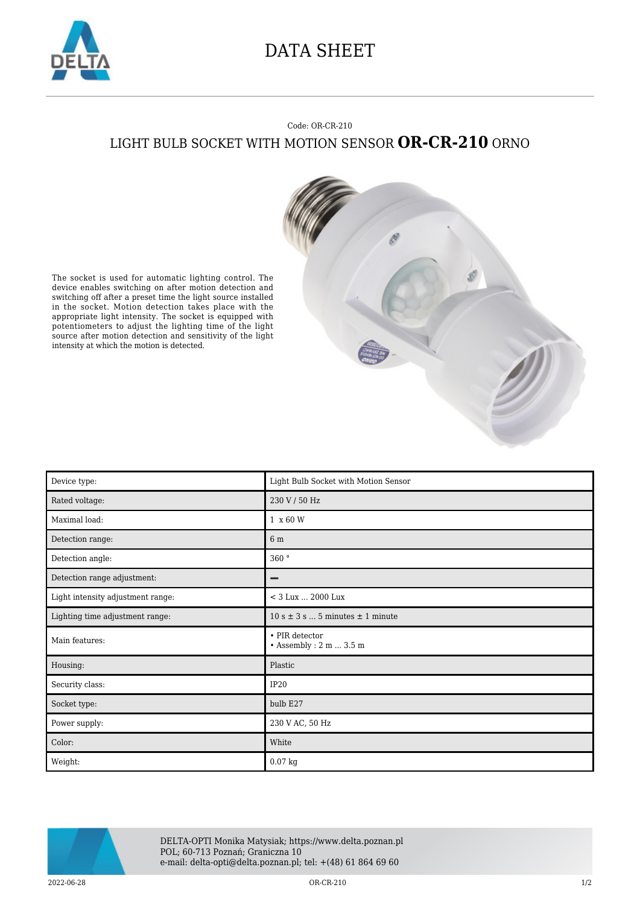# DATA SHEET

Code: OR-CR-210

## LIGHT BULB SOCKET WITH MOTION SENSOR **OR-CR-210** ORNO

The socket is used for automatic lighting control. The device enables switching on after motion detection and switching off after a preset time the light source installed in the socket. Motion detection takes place with the appropriate light intensity. The socket is equipped with potentiometers to adjust the lighting time of the light source after motion detection and sensitivity of the light intensity at which the motion is detected.

| Device type: | Light Bulb Socket with Motion Sensor |
|---|---|
| Rated voltage: | 230 V / 50 Hz |
| Maximal load: | 1 x 60 W |
| Detection range: | 6 m |
| Detection angle: | 360 ° |
| Detection range adjustment: | – |
| Light intensity adjustment range: | < 3 Lux ... 2000 Lux |
| Lighting time adjustment range: | 10 s ± 3 s ... 5 minutes ± 1 minute |
| Main features: | • PIR detector<br>• Assembly : 2 m ... 3.5 m |
| Housing: | Plastic |
| Security class: | IP20 |
| Socket type: | bulb E27 |
| Power supply: | 230 V AC, 50 Hz |
| Color: | White |
| Weight: | 0.07 kg |

DELTA-OPTI Monika Matysiak; https://www.delta.poznan.pl
POL; 60-713 Poznań; Graniczna 10
e-mail: delta-opti@delta.poznan.pl; tel: +(48) 61 864 69 60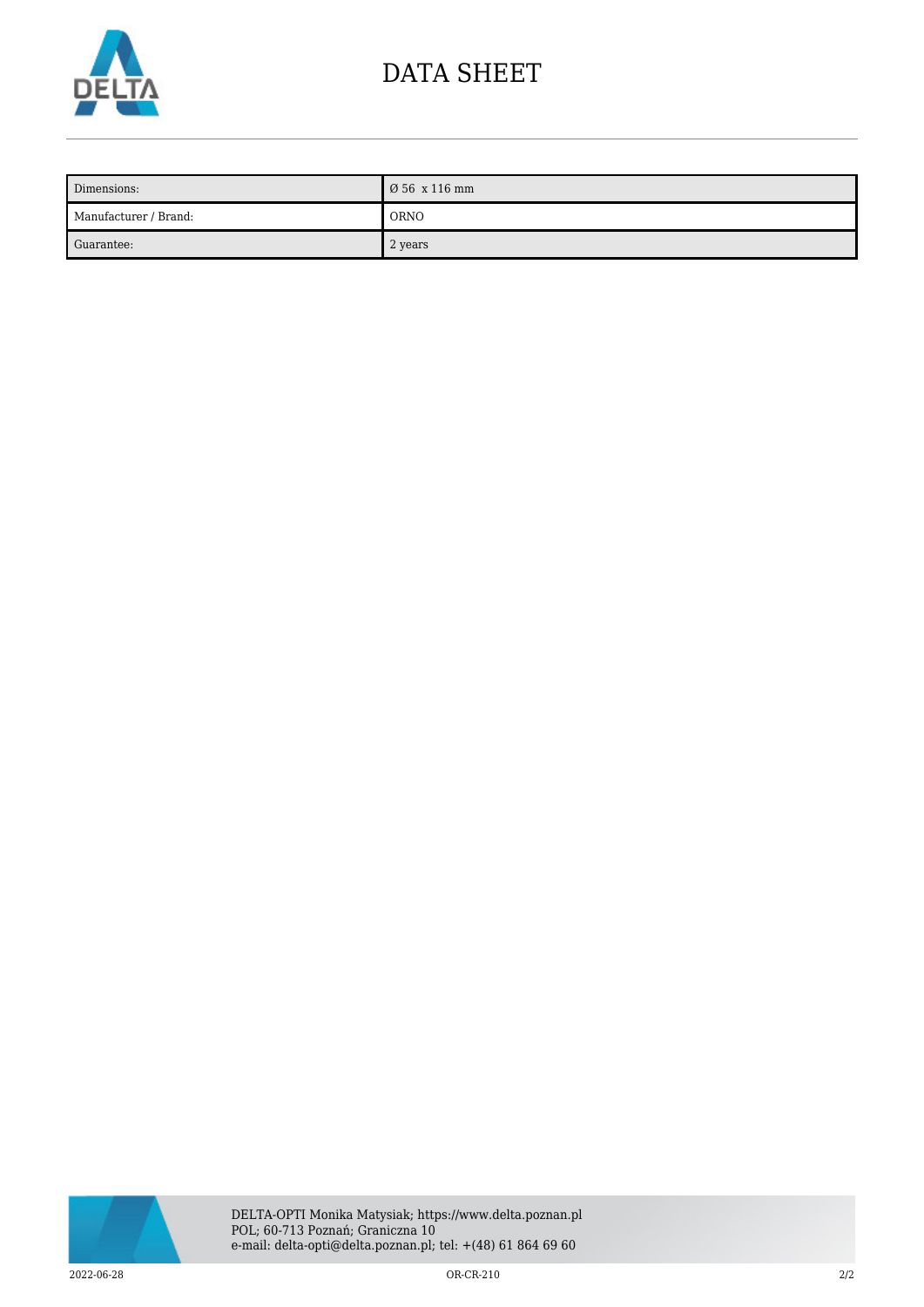# DATA SHEET

| | |
|---|---|
| Dimensions: | Ø 56  x 116 mm |
| Manufacturer / Brand: | ORNO |
| Guarantee: | 2 years |

DELTA-OPTI Monika Matysiak; https://www.delta.poznan.pl
POL; 60-713 Poznań; Graniczna 10
e-mail: delta-opti@delta.poznan.pl; tel: +(48) 61 864 69 60